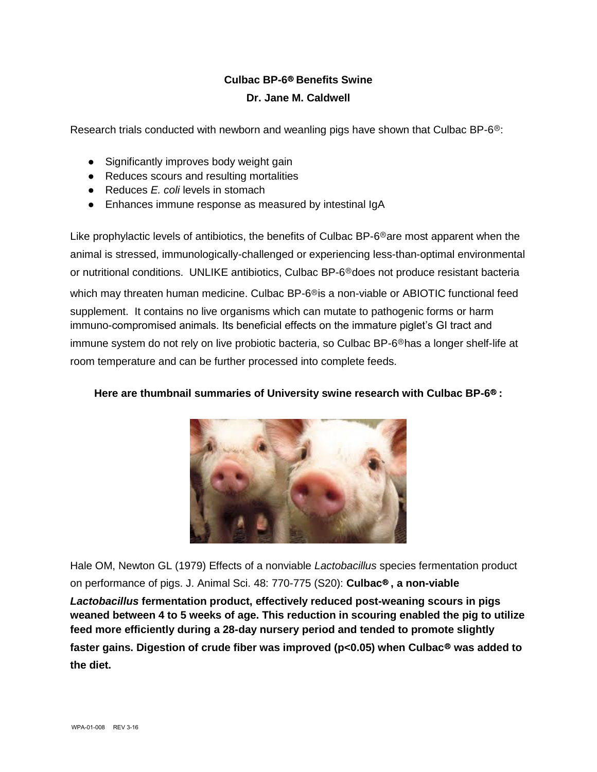**Culbac BP-6® Benefits Swine**

**Dr. Jane M. Caldwell**

Research trials conducted with newborn and weanling pigs have shown that Culbac BP-6®:

- Significantly improves body weight gain
- Reduces scours and resulting mortalities
- Reduces *E. coli* levels in stomach
- Enhances immune response as measured by intestinal IgA

Like prophylactic levels of antibiotics, the benefits of Culbac BP-6® are most apparent when the animal is stressed, immunologically-challenged or experiencing less-than-optimal environmental or nutritional conditions. UNLIKE antibiotics, Culbac BP-6® does not produce resistant bacteria which may threaten human medicine. Culbac BP-6® is a non-viable or ABIOTIC functional feed supplement. It contains no live organisms which can mutate to pathogenic forms or harm immuno-compromised animals. Its beneficial effects on the immature piglet's GI tract and immune system do not rely on live probiotic bacteria, so Culbac BP-6® has a longer shelf-life at room temperature and can be further processed into complete feeds.

**Here are thumbnail summaries of University swine research with Culbac BP-6® :**

Hale OM, Newton GL (1979) Effects of a nonviable *Lactobacillus* species fermentation product on performance of pigs. J. Animal Sci. 48: 770-775 (S20): **Culbac®, a non-viable *Lactobacillus* fermentation product, effectively reduced post-weaning scours in pigs weaned between 4 to 5 weeks of age. This reduction in scouring enabled the pig to utilize feed more efficiently during a 28-day nursery period and tended to promote slightly faster gains. Digestion of crude fiber was improved ($p<0.05$) when Culbac® was added to the diet.**

WPA-01-008 REV 3-16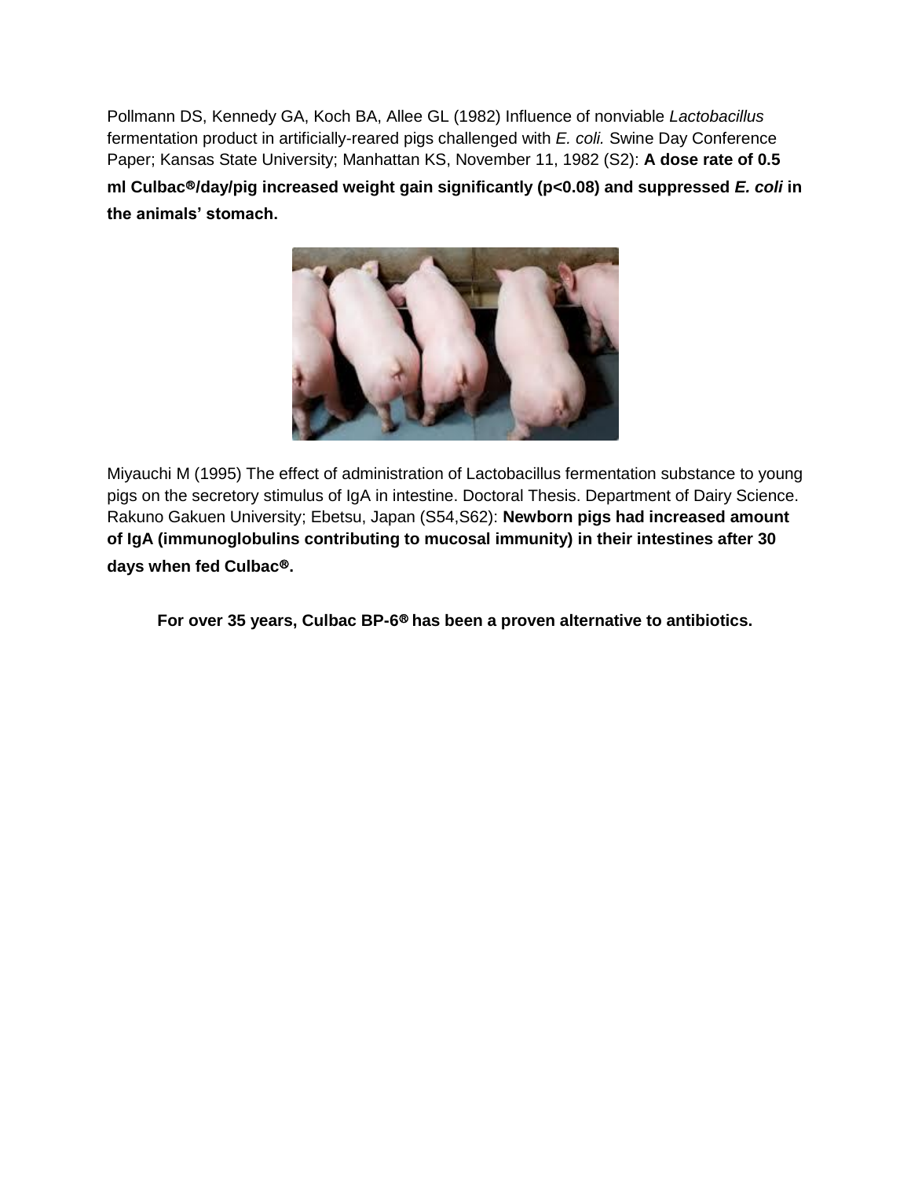Pollmann DS, Kennedy GA, Koch BA, Allee GL (1982) Influence of nonviable *Lactobacillus* fermentation product in artificially-reared pigs challenged with *E. coli.* Swine Day Conference Paper; Kansas State University; Manhattan KS, November 11, 1982 (S2): **A dose rate of 0.5 ml Culbac®/day/pig increased weight gain significantly ($p<0.08$) and suppressed *E. coli* in the animals' stomach.**

Miyauchi M (1995) The effect of administration of Lactobacillus fermentation substance to young pigs on the secretory stimulus of IgA in intestine. Doctoral Thesis. Department of Dairy Science. Rakuno Gakuen University; Ebetsu, Japan (S54,S62): **Newborn pigs had increased amount of IgA (immunoglobulins contributing to mucosal immunity) in their intestines after 30 days when fed Culbac®.**

**For over 35 years, Culbac BP-6® has been a proven alternative to antibiotics.**